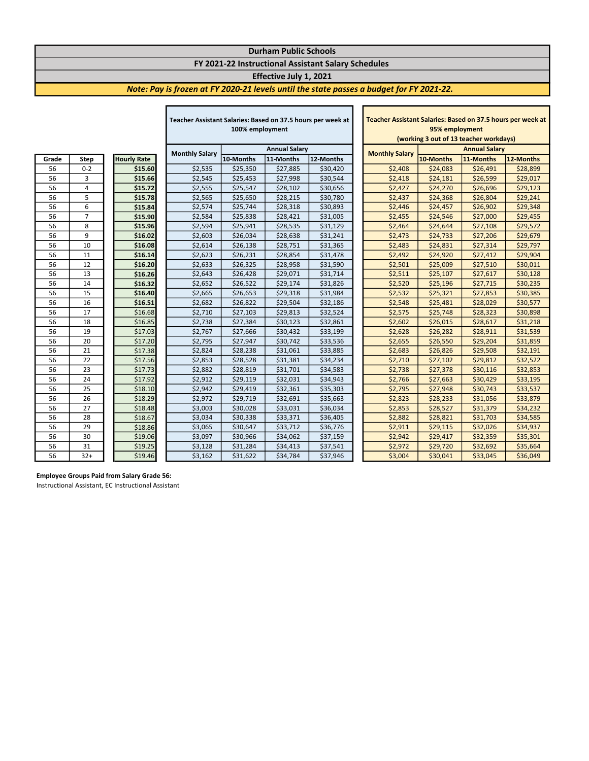# Durham Public Schools

## FY 2021-22 Instructional Assistant Salary Schedules

### Effective July 1, 2021

***Note: Pay is frozen at FY 2020-21 levels until the state passes a budget for FY 2021-22.***

| Grade | Step | Hourly Rate | Teacher Assistant Salaries: Based on 37.5 hours per week at 100% employment | | | | Teacher Assistant Salaries: Based on 37.5 hours per week at 95% employment (working 3 out of 13 teacher workdays) | | | |
|---|---|---|---|---|---|---|---|---|---|---|
| | | | Monthly Salary | Annual Salary | | | Monthly Salary | Annual Salary | | |
| | | | | 10-Months | 11-Months | 12-Months | | 10-Months | 11-Months | 12-Months |
| 56 | 0-2 | **$15.60** | $2,535 | $25,350 | $27,885 | $30,420 | $2,408 | $24,083 | $26,491 | $28,899 |
| 56 | 3 | **$15.66** | $2,545 | $25,453 | $27,998 | $30,544 | $2,418 | $24,181 | $26,599 | $29,017 |
| 56 | 4 | **$15.72** | $2,555 | $25,547 | $28,102 | $30,656 | $2,427 | $24,270 | $26,696 | $29,123 |
| 56 | 5 | **$15.78** | $2,565 | $25,650 | $28,215 | $30,780 | $2,437 | $24,368 | $26,804 | $29,241 |
| 56 | 6 | **$15.84** | $2,574 | $25,744 | $28,318 | $30,893 | $2,446 | $24,457 | $26,902 | $29,348 |
| 56 | 7 | **$15.90** | $2,584 | $25,838 | $28,421 | $31,005 | $2,455 | $24,546 | $27,000 | $29,455 |
| 56 | 8 | **$15.96** | $2,594 | $25,941 | $28,535 | $31,129 | $2,464 | $24,644 | $27,108 | $29,572 |
| 56 | 9 | **$16.02** | $2,603 | $26,034 | $28,638 | $31,241 | $2,473 | $24,733 | $27,206 | $29,679 |
| 56 | 10 | **$16.08** | $2,614 | $26,138 | $28,751 | $31,365 | $2,483 | $24,831 | $27,314 | $29,797 |
| 56 | 11 | **$16.14** | $2,623 | $26,231 | $28,854 | $31,478 | $2,492 | $24,920 | $27,412 | $29,904 |
| 56 | 12 | **$16.20** | $2,633 | $26,325 | $28,958 | $31,590 | $2,501 | $25,009 | $27,510 | $30,011 |
| 56 | 13 | **$16.26** | $2,643 | $26,428 | $29,071 | $31,714 | $2,511 | $25,107 | $27,617 | $30,128 |
| 56 | 14 | **$16.32** | $2,652 | $26,522 | $29,174 | $31,826 | $2,520 | $25,196 | $27,715 | $30,235 |
| 56 | 15 | **$16.40** | $2,665 | $26,653 | $29,318 | $31,984 | $2,532 | $25,321 | $27,853 | $30,385 |
| 56 | 16 | **$16.51** | $2,682 | $26,822 | $29,504 | $32,186 | $2,548 | $25,481 | $28,029 | $30,577 |
| 56 | 17 | $16.68 | $2,710 | $27,103 | $29,813 | $32,524 | $2,575 | $25,748 | $28,323 | $30,898 |
| 56 | 18 | $16.85 | $2,738 | $27,384 | $30,123 | $32,861 | $2,602 | $26,015 | $28,617 | $31,218 |
| 56 | 19 | $17.03 | $2,767 | $27,666 | $30,432 | $33,199 | $2,628 | $26,282 | $28,911 | $31,539 |
| 56 | 20 | $17.20 | $2,795 | $27,947 | $30,742 | $33,536 | $2,655 | $26,550 | $29,204 | $31,859 |
| 56 | 21 | $17.38 | $2,824 | $28,238 | $31,061 | $33,885 | $2,683 | $26,826 | $29,508 | $32,191 |
| 56 | 22 | $17.56 | $2,853 | $28,528 | $31,381 | $34,234 | $2,710 | $27,102 | $29,812 | $32,522 |
| 56 | 23 | $17.73 | $2,882 | $28,819 | $31,701 | $34,583 | $2,738 | $27,378 | $30,116 | $32,853 |
| 56 | 24 | $17.92 | $2,912 | $29,119 | $32,031 | $34,943 | $2,766 | $27,663 | $30,429 | $33,195 |
| 56 | 25 | $18.10 | $2,942 | $29,419 | $32,361 | $35,303 | $2,795 | $27,948 | $30,743 | $33,537 |
| 56 | 26 | $18.29 | $2,972 | $29,719 | $32,691 | $35,663 | $2,823 | $28,233 | $31,056 | $33,879 |
| 56 | 27 | $18.48 | $3,003 | $30,028 | $33,031 | $36,034 | $2,853 | $28,527 | $31,379 | $34,232 |
| 56 | 28 | $18.67 | $3,034 | $30,338 | $33,371 | $36,405 | $2,882 | $28,821 | $31,703 | $34,585 |
| 56 | 29 | $18.86 | $3,065 | $30,647 | $33,712 | $36,776 | $2,911 | $29,115 | $32,026 | $34,937 |
| 56 | 30 | $19.06 | $3,097 | $30,966 | $34,062 | $37,159 | $2,942 | $29,417 | $32,359 | $35,301 |
| 56 | 31 | $19.25 | $3,128 | $31,284 | $34,413 | $37,541 | $2,972 | $29,720 | $32,692 | $35,664 |
| 56 | 32+ | $19.46 | $3,162 | $31,622 | $34,784 | $37,946 | $3,004 | $30,041 | $33,045 | $36,049 |

**Employee Groups Paid from Salary Grade 56:**
Instructional Assistant, EC Instructional Assistant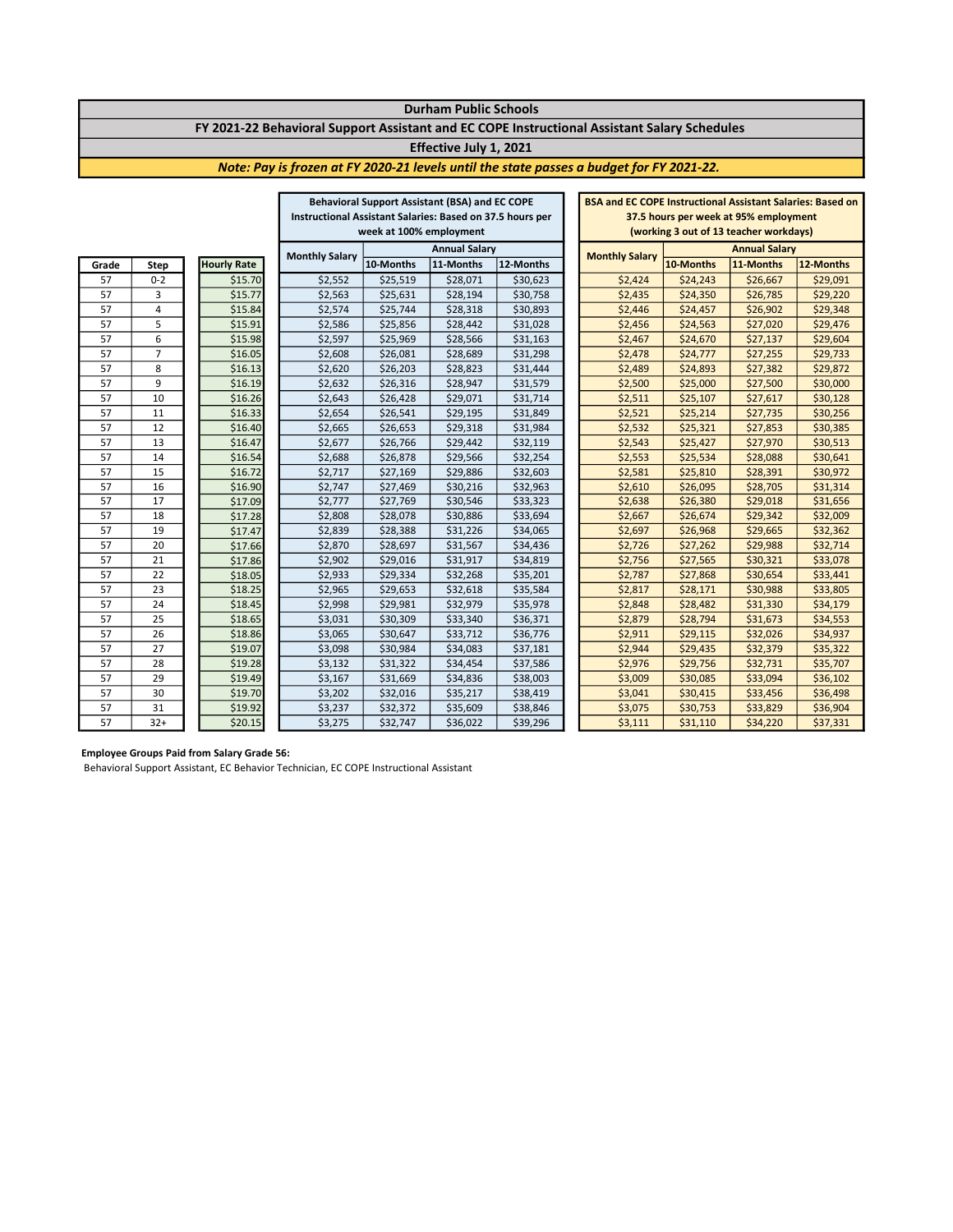# Durham Public Schools

## FY 2021-22 Behavioral Support Assistant and EC COPE Instructional Assistant Salary Schedules

**Effective July 1, 2021**

***Note: Pay is frozen at FY 2020-21 levels until the state passes a budget for FY 2021-22.***

| | | | Behavioral Support Assistant (BSA) and EC COPE Instructional Assistant Salaries: Based on 37.5 hours per week at 100% employment | | | | BSA and EC COPE Instructional Assistant Salaries: Based on 37.5 hours per week at 95% employment (working 3 out of 13 teacher workdays) | | | |
|---|---|---|---|---|---|---|---|---|---|---|
| | | | Monthly Salary | Annual Salary | | | Monthly Salary | Annual Salary | | |
| Grade | Step | Hourly Rate | | 10-Months | 11-Months | 12-Months | | 10-Months | 11-Months | 12-Months |
| 57 | 0-2 | $15.70 | $2,552 | $25,519 | $28,071 | $30,623 | $2,424 | $24,243 | $26,667 | $29,091 |
| 57 | 3 | $15.77 | $2,563 | $25,631 | $28,194 | $30,758 | $2,435 | $24,350 | $26,785 | $29,220 |
| 57 | 4 | $15.84 | $2,574 | $25,744 | $28,318 | $30,893 | $2,446 | $24,457 | $26,902 | $29,348 |
| 57 | 5 | $15.91 | $2,586 | $25,856 | $28,442 | $31,028 | $2,456 | $24,563 | $27,020 | $29,476 |
| 57 | 6 | $15.98 | $2,597 | $25,969 | $28,566 | $31,163 | $2,467 | $24,670 | $27,137 | $29,604 |
| 57 | 7 | $16.05 | $2,608 | $26,081 | $28,689 | $31,298 | $2,478 | $24,777 | $27,255 | $29,733 |
| 57 | 8 | $16.13 | $2,620 | $26,203 | $28,823 | $31,444 | $2,489 | $24,893 | $27,382 | $29,872 |
| 57 | 9 | $16.19 | $2,632 | $26,316 | $28,947 | $31,579 | $2,500 | $25,000 | $27,500 | $30,000 |
| 57 | 10 | $16.26 | $2,643 | $26,428 | $29,071 | $31,714 | $2,511 | $25,107 | $27,617 | $30,128 |
| 57 | 11 | $16.33 | $2,654 | $26,541 | $29,195 | $31,849 | $2,521 | $25,214 | $27,735 | $30,256 |
| 57 | 12 | $16.40 | $2,665 | $26,653 | $29,318 | $31,984 | $2,532 | $25,321 | $27,853 | $30,385 |
| 57 | 13 | $16.47 | $2,677 | $26,766 | $29,442 | $32,119 | $2,543 | $25,427 | $27,970 | $30,513 |
| 57 | 14 | $16.54 | $2,688 | $26,878 | $29,566 | $32,254 | $2,553 | $25,534 | $28,088 | $30,641 |
| 57 | 15 | $16.72 | $2,717 | $27,169 | $29,886 | $32,603 | $2,581 | $25,810 | $28,391 | $30,972 |
| 57 | 16 | $16.90 | $2,747 | $27,469 | $30,216 | $32,963 | $2,610 | $26,095 | $28,705 | $31,314 |
| 57 | 17 | $17.09 | $2,777 | $27,769 | $30,546 | $33,323 | $2,638 | $26,380 | $29,018 | $31,656 |
| 57 | 18 | $17.28 | $2,808 | $28,078 | $30,886 | $33,694 | $2,667 | $26,674 | $29,342 | $32,009 |
| 57 | 19 | $17.47 | $2,839 | $28,388 | $31,226 | $34,065 | $2,697 | $26,968 | $29,665 | $32,362 |
| 57 | 20 | $17.66 | $2,870 | $28,697 | $31,567 | $34,436 | $2,726 | $27,262 | $29,988 | $32,714 |
| 57 | 21 | $17.86 | $2,902 | $29,016 | $31,917 | $34,819 | $2,756 | $27,565 | $30,321 | $33,078 |
| 57 | 22 | $18.05 | $2,933 | $29,334 | $32,268 | $35,201 | $2,787 | $27,868 | $30,654 | $33,441 |
| 57 | 23 | $18.25 | $2,965 | $29,653 | $32,618 | $35,584 | $2,817 | $28,171 | $30,988 | $33,805 |
| 57 | 24 | $18.45 | $2,998 | $29,981 | $32,979 | $35,978 | $2,848 | $28,482 | $31,330 | $34,179 |
| 57 | 25 | $18.65 | $3,031 | $30,309 | $33,340 | $36,371 | $2,879 | $28,794 | $31,673 | $34,553 |
| 57 | 26 | $18.86 | $3,065 | $30,647 | $33,712 | $36,776 | $2,911 | $29,115 | $32,026 | $34,937 |
| 57 | 27 | $19.07 | $3,098 | $30,984 | $34,083 | $37,181 | $2,944 | $29,435 | $32,379 | $35,322 |
| 57 | 28 | $19.28 | $3,132 | $31,322 | $34,454 | $37,586 | $2,976 | $29,756 | $32,731 | $35,707 |
| 57 | 29 | $19.49 | $3,167 | $31,669 | $34,836 | $38,003 | $3,009 | $30,085 | $33,094 | $36,102 |
| 57 | 30 | $19.70 | $3,202 | $32,016 | $35,217 | $38,419 | $3,041 | $30,415 | $33,456 | $36,498 |
| 57 | 31 | $19.92 | $3,237 | $32,372 | $35,609 | $38,846 | $3,075 | $30,753 | $33,829 | $36,904 |
| 57 | 32+ | $20.15 | $3,275 | $32,747 | $36,022 | $39,296 | $3,111 | $31,110 | $34,220 | $37,331 |

**Employee Groups Paid from Salary Grade 56:**

Behavioral Support Assistant, EC Behavior Technician, EC COPE Instructional Assistant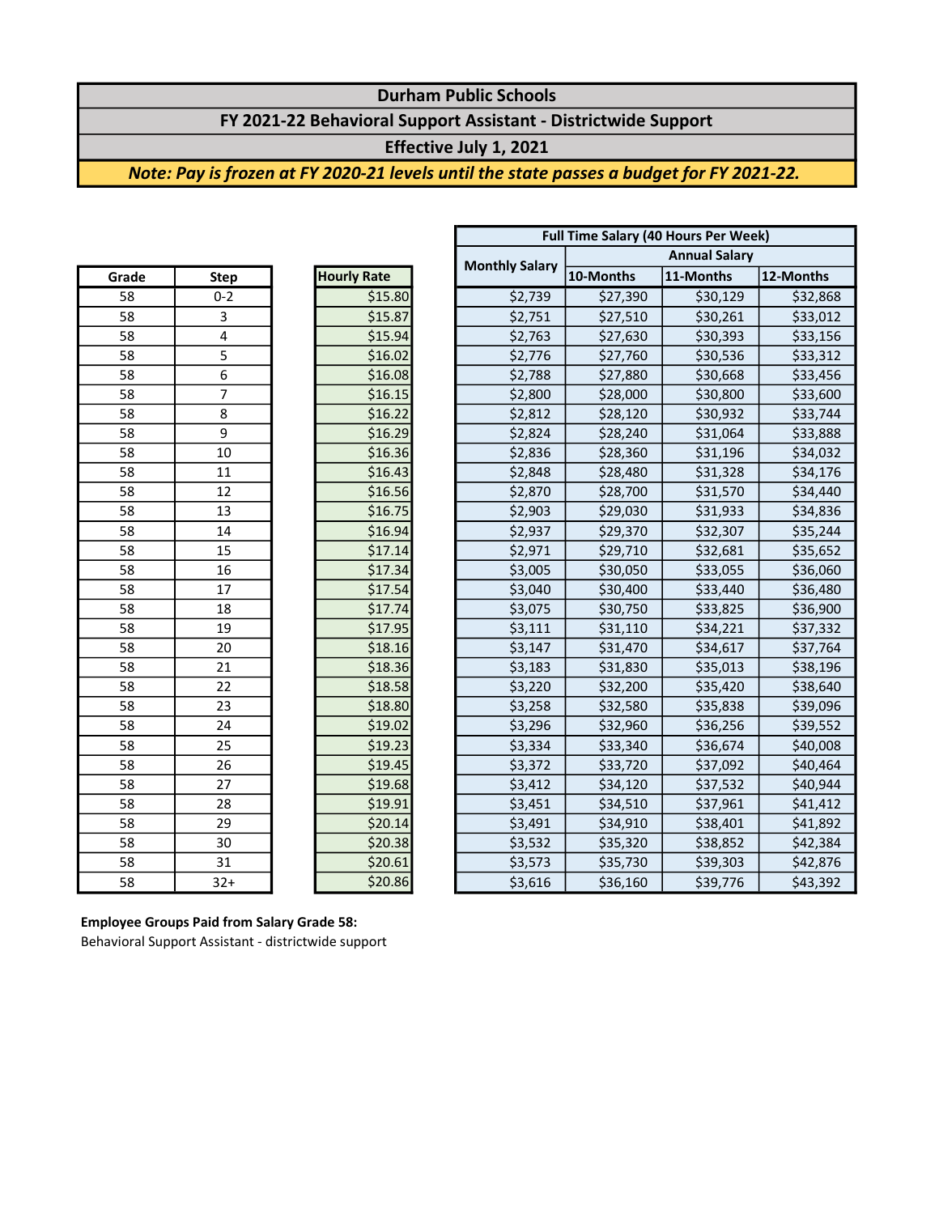# Durham Public Schools

## FY 2021-22 Behavioral Support Assistant - Districtwide Support

### Effective July 1, 2021

***Note: Pay is frozen at FY 2020-21 levels until the state passes a budget for FY 2021-22.***

| Grade | Step | Hourly Rate | Full Time Salary (40 Hours Per Week) | | | |
|---|---|---|---|---|---|---|
| | | | Monthly Salary | Annual Salary | | |
| | | | | 10-Months | 11-Months | 12-Months |
| 58 | 0-2 | $15.80 | $2,739 | $27,390 | $30,129 | $32,868 |
| 58 | 3 | $15.87 | $2,751 | $27,510 | $30,261 | $33,012 |
| 58 | 4 | $15.94 | $2,763 | $27,630 | $30,393 | $33,156 |
| 58 | 5 | $16.02 | $2,776 | $27,760 | $30,536 | $33,312 |
| 58 | 6 | $16.08 | $2,788 | $27,880 | $30,668 | $33,456 |
| 58 | 7 | $16.15 | $2,800 | $28,000 | $30,800 | $33,600 |
| 58 | 8 | $16.22 | $2,812 | $28,120 | $30,932 | $33,744 |
| 58 | 9 | $16.29 | $2,824 | $28,240 | $31,064 | $33,888 |
| 58 | 10 | $16.36 | $2,836 | $28,360 | $31,196 | $34,032 |
| 58 | 11 | $16.43 | $2,848 | $28,480 | $31,328 | $34,176 |
| 58 | 12 | $16.56 | $2,870 | $28,700 | $31,570 | $34,440 |
| 58 | 13 | $16.75 | $2,903 | $29,030 | $31,933 | $34,836 |
| 58 | 14 | $16.94 | $2,937 | $29,370 | $32,307 | $35,244 |
| 58 | 15 | $17.14 | $2,971 | $29,710 | $32,681 | $35,652 |
| 58 | 16 | $17.34 | $3,005 | $30,050 | $33,055 | $36,060 |
| 58 | 17 | $17.54 | $3,040 | $30,400 | $33,440 | $36,480 |
| 58 | 18 | $17.74 | $3,075 | $30,750 | $33,825 | $36,900 |
| 58 | 19 | $17.95 | $3,111 | $31,110 | $34,221 | $37,332 |
| 58 | 20 | $18.16 | $3,147 | $31,470 | $34,617 | $37,764 |
| 58 | 21 | $18.36 | $3,183 | $31,830 | $35,013 | $38,196 |
| 58 | 22 | $18.58 | $3,220 | $32,200 | $35,420 | $38,640 |
| 58 | 23 | $18.80 | $3,258 | $32,580 | $35,838 | $39,096 |
| 58 | 24 | $19.02 | $3,296 | $32,960 | $36,256 | $39,552 |
| 58 | 25 | $19.23 | $3,334 | $33,340 | $36,674 | $40,008 |
| 58 | 26 | $19.45 | $3,372 | $33,720 | $37,092 | $40,464 |
| 58 | 27 | $19.68 | $3,412 | $34,120 | $37,532 | $40,944 |
| 58 | 28 | $19.91 | $3,451 | $34,510 | $37,961 | $41,412 |
| 58 | 29 | $20.14 | $3,491 | $34,910 | $38,401 | $41,892 |
| 58 | 30 | $20.38 | $3,532 | $35,320 | $38,852 | $42,384 |
| 58 | 31 | $20.61 | $3,573 | $35,730 | $39,303 | $42,876 |
| 58 | 32+ | $20.86 | $3,616 | $36,160 | $39,776 | $43,392 |

**Employee Groups Paid from Salary Grade 58:**
Behavioral Support Assistant - districtwide support